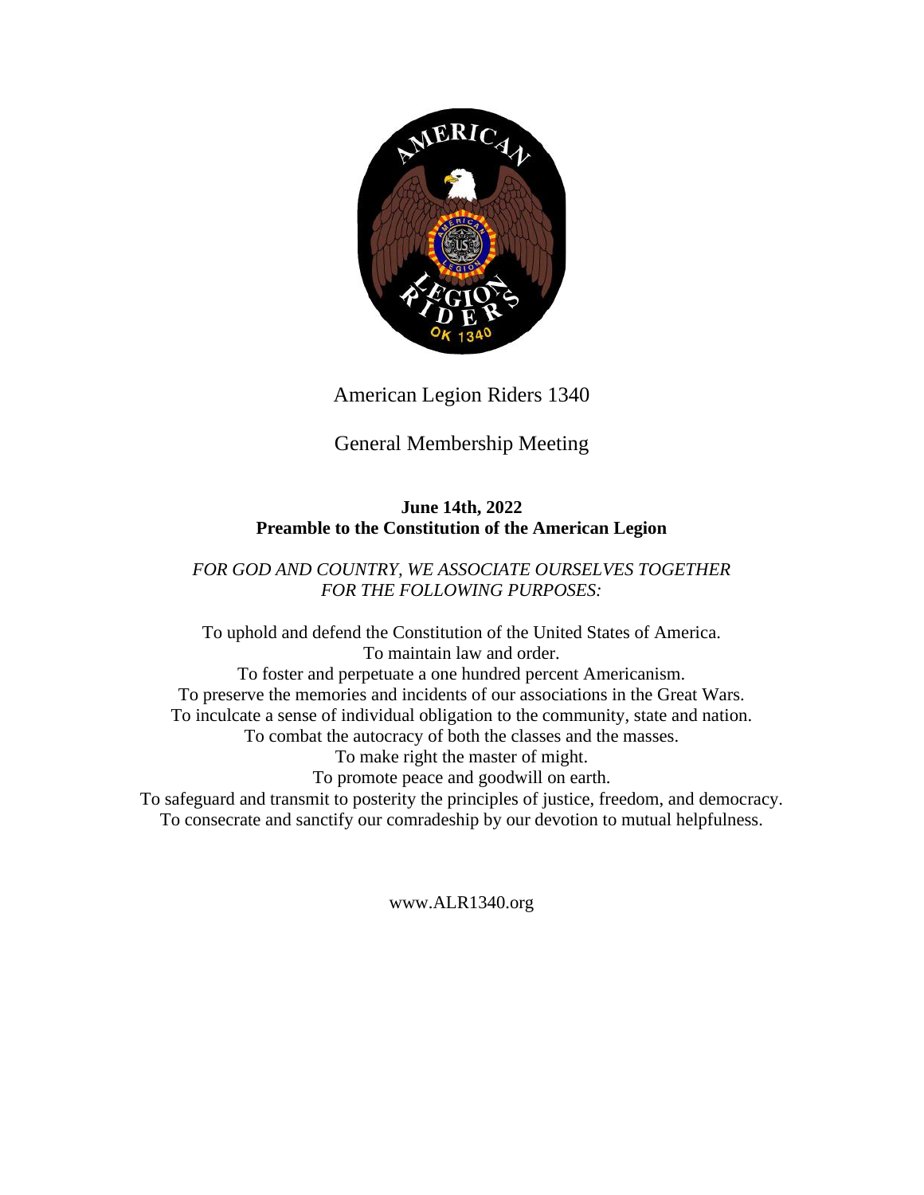American Legion Riders 1340

General Membership Meeting

**June 14th, 2022**
**Preamble to the Constitution of the American Legion**

*FOR GOD AND COUNTRY, WE ASSOCIATE OURSELVES TOGETHER FOR THE FOLLOWING PURPOSES:*

To uphold and defend the Constitution of the United States of America.
To maintain law and order.
To foster and perpetuate a one hundred percent Americanism.
To preserve the memories and incidents of our associations in the Great Wars.
To inculcate a sense of individual obligation to the community, state and nation.
To combat the autocracy of both the classes and the masses.
To make right the master of might.
To promote peace and goodwill on earth.
To safeguard and transmit to posterity the principles of justice, freedom, and democracy.
To consecrate and sanctify our comradeship by our devotion to mutual helpfulness.

www.ALR1340.org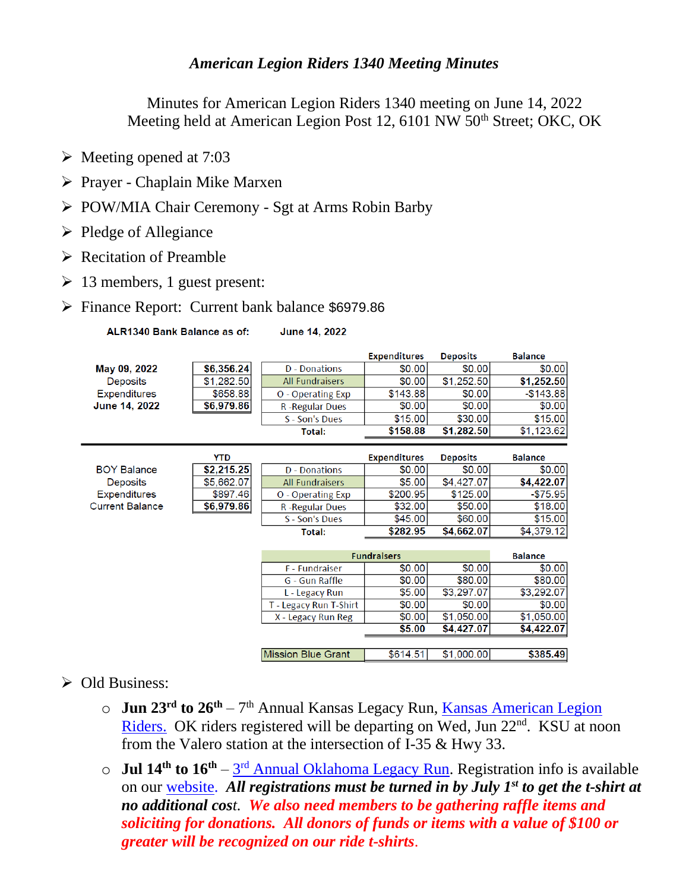*American Legion Riders 1340 Meeting Minutes*

Minutes for American Legion Riders 1340 meeting on June 14, 2022
Meeting held at American Legion Post 12, 6101 NW 50th Street; OKC, OK

- Meeting opened at 7:03
- Prayer - Chaplain Mike Marxen
- POW/MIA Chair Ceremony - Sgt at Arms Robin Barby
- Pledge of Allegiance
- Recitation of Preamble
- 13 members, 1 guest present:
- Finance Report: Current bank balance $6979.86

**ALR1340 Bank Balance as of: June 14, 2022**

| | | | Expenditures | Deposits | Balance |
|---|---|---|---|---|---|
| **May 09, 2022** | **$6,356.24** | D - Donations | $0.00 | $0.00 | $0.00 |
| Deposits | $1,282.50 | All Fundraisers | $0.00 | $1,252.50 | **$1,252.50** |
| Expenditures | $658.88 | O - Operating Exp | $143.88 | $0.00 | -$143.88 |
| **June 14, 2022** | **$6,979.86** | R -Regular Dues | $0.00 | $0.00 | $0.00 |
| | | S - Son's Dues | $15.00 | $30.00 | $15.00 |
| | | **Total:** | **$158.88** | **$1,282.50** | $1,123.62 |

| | YTD | | Expenditures | Deposits | Balance |
|---|---|---|---|---|---|
| BOY Balance | **$2,215.25** | D - Donations | $0.00 | $0.00 | $0.00 |
| Deposits | $5,662.07 | All Fundraisers | $5.00 | $4,427.07 | **$4,422.07** |
| Expenditures | $897.46 | O - Operating Exp | $200.95 | $125.00 | -$75.95 |
| Current Balance | **$6,979.86** | R -Regular Dues | $32.00 | $50.00 | $18.00 |
| | | S - Son's Dues | $45.00 | $60.00 | $15.00 |
| | | **Total:** | **$282.95** | **$4,662.07** | $4,379.12 |

| Fundraisers | | | Balance |
|---|---|---|---|
| F - Fundraiser | $0.00 | $0.00 | $0.00 |
| G - Gun Raffle | $0.00 | $80.00 | $80.00 |
| L - Legacy Run | $5.00 | $3,297.07 | $3,292.07 |
| T - Legacy Run T-Shirt | $0.00 | $0.00 | $0.00 |
| X - Legacy Run Reg | $0.00 | $1,050.00 | $1,050.00 |
| | **$5.00** | **$4,427.07** | **$4,422.07** |
| Mission Blue Grant | $614.51 | $1,000.00 | **$385.49** |

- Old Business:
  - **Jun 23rd to 26th** – 7th Annual Kansas Legacy Run, Kansas American Legion Riders. OK riders registered will be departing on Wed, Jun 22nd. KSU at noon from the Valero station at the intersection of I-35 & Hwy 33.
  - **Jul 14th to 16th** – 3rd Annual Oklahoma Legacy Run. Registration info is available on our website. ***All registrations must be turned in by July 1st to get the t-shirt at no additional cost.*** ***We also need members to be gathering raffle items and soliciting for donations. All donors of funds or items with a value of $100 or greater will be recognized on our ride t-shirts.***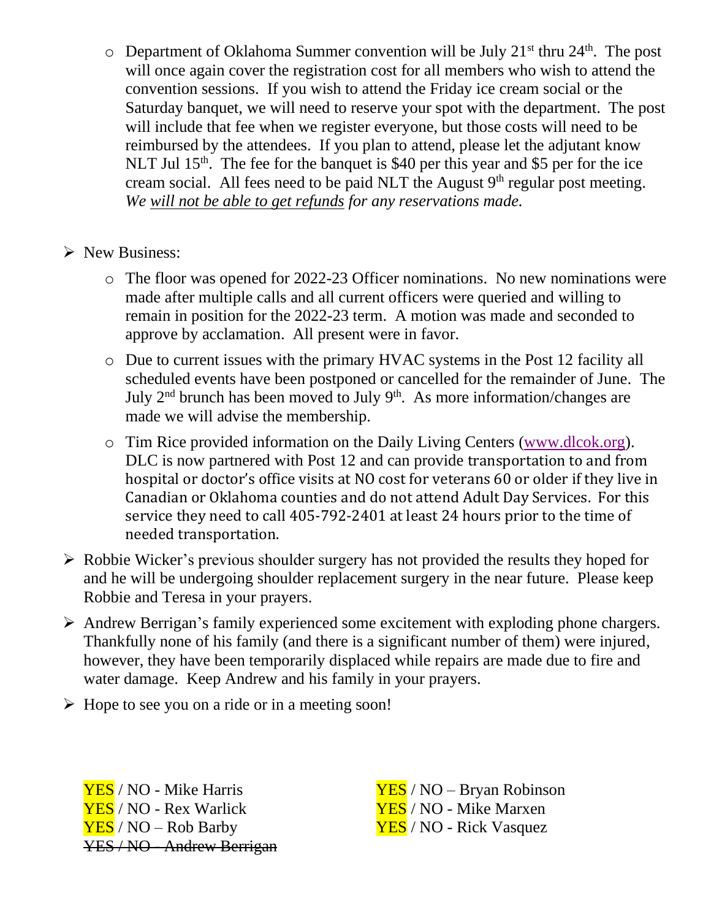- Department of Oklahoma Summer convention will be July 21st thru 24th. The post will once again cover the registration cost for all members who wish to attend the convention sessions. If you wish to attend the Friday ice cream social or the Saturday banquet, we will need to reserve your spot with the department. The post will include that fee when we register everyone, but those costs will need to be reimbursed by the attendees. If you plan to attend, please let the adjutant know NLT Jul 15th. The fee for the banquet is $40 per this year and $5 per for the ice cream social. All fees need to be paid NLT the August 9th regular post meeting. *We <u>will not be able to get refunds</u> for any reservations made.*

- New Business:
  - The floor was opened for 2022-23 Officer nominations. No new nominations were made after multiple calls and all current officers were queried and willing to remain in position for the 2022-23 term. A motion was made and seconded to approve by acclamation. All present were in favor.
  - Due to current issues with the primary HVAC systems in the Post 12 facility all scheduled events have been postponed or cancelled for the remainder of June. The July 2nd brunch has been moved to July 9th. As more information/changes are made we will advise the membership.
  - Tim Rice provided information on the Daily Living Centers ([www.dlcok.org](http://www.dlcok.org)). DLC is now partnered with Post 12 and can provide transportation to and from hospital or doctor's office visits at NO cost for veterans 60 or older if they live in Canadian or Oklahoma counties and do not attend Adult Day Services. For this service they need to call 405-792-2401 at least 24 hours prior to the time of needed transportation.
- Robbie Wicker's previous shoulder surgery has not provided the results they hoped for and he will be undergoing shoulder replacement surgery in the near future. Please keep Robbie and Teresa in your prayers.
- Andrew Berrigan's family experienced some excitement with exploding phone chargers. Thankfully none of his family (and there is a significant number of them) were injured, however, they have been temporarily displaced while repairs are made due to fire and water damage. Keep Andrew and his family in your prayers.
- Hope to see you on a ride or in a meeting soon!

YES / NO - Mike Harris
YES / NO - Rex Warlick
YES / NO – Rob Barby
~~YES / NO – Andrew Berrigan~~
YES / NO – Bryan Robinson
YES / NO - Mike Marxen
YES / NO - Rick Vasquez